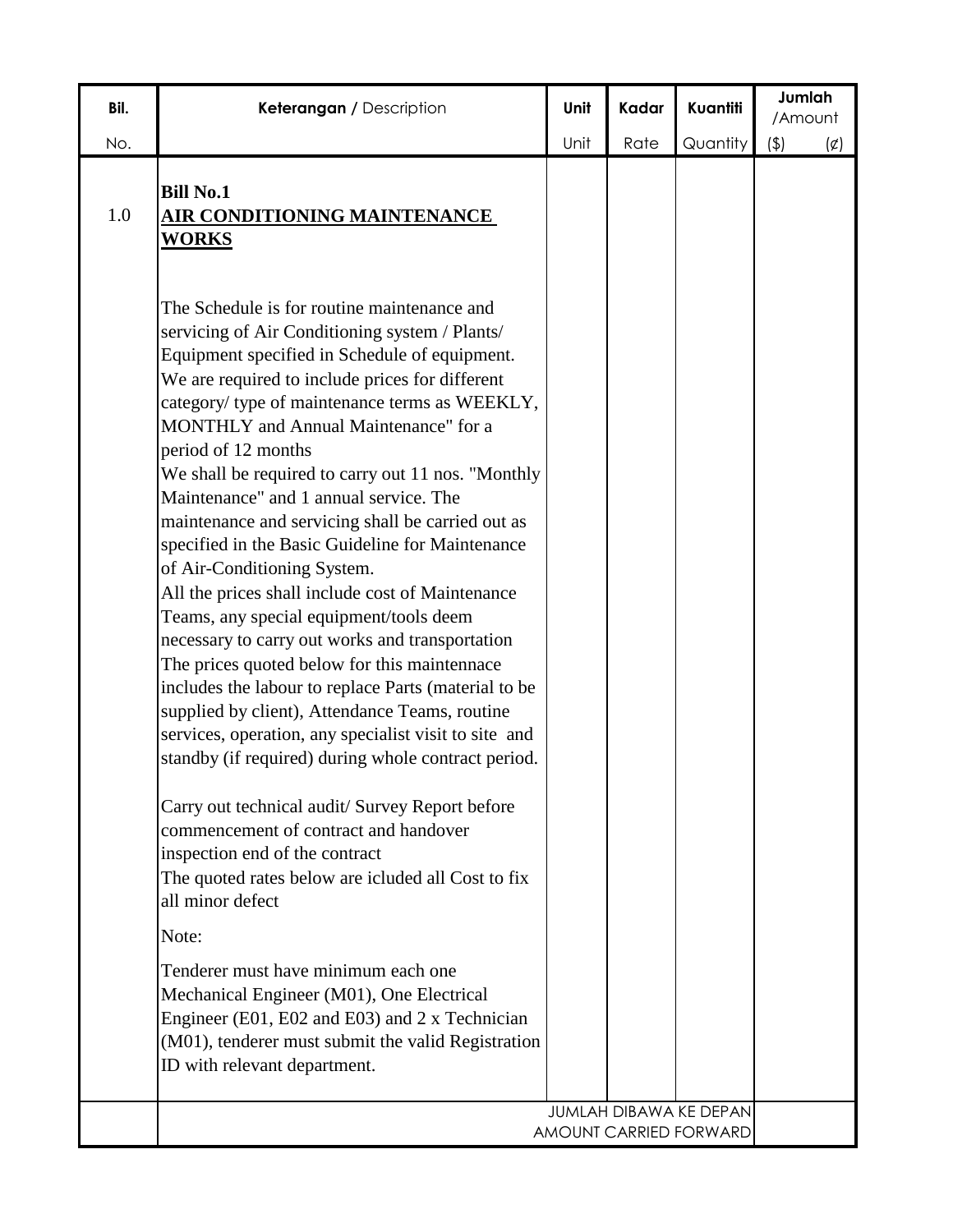| Bil. | Keterangan / Description | Unit | Kadar | Kuantiti | Jumlah /Amount | |
|---|---|---|---|---|---|---|
| No. | | Unit | Rate | Quantity | ($) | (¢) |
| 1.0 | **Bill No.1**<br>**AIR CONDITIONING MAINTENANCE WORKS** | | | | | |
| | The Schedule is for routine maintenance and servicing of Air Conditioning system / Plants/ Equipment specified in Schedule of equipment. We are required to include prices for different category/ type of maintenance terms as WEEKLY, MONTHLY and Annual Maintenance" for a period of 12 months<br>We shall be required to carry out 11 nos. "Monthly Maintenance" and 1 annual service. The maintenance and servicing shall be carried out as specified in the Basic Guideline for Maintenance of Air-Conditioning System.<br>All the prices shall include cost of Maintenance Teams, any special equipment/tools deem necessary to carry out works and transportation<br>The prices quoted below for this maintennace includes the labour to replace Parts (material to be supplied by client), Attendance Teams, routine services, operation, any specialist visit to site and standby (if required) during whole contract period. | | | | | |
| | Carry out technical audit/ Survey Report before commencement of contract and handover inspection end of the contract<br>The quoted rates below are icluded all Cost to fix all minor defect | | | | | |
| | Note: | | | | | |
| | Tenderer must have minimum each one Mechanical Engineer (M01), One Electrical Engineer (E01, E02 and E03) and 2 x Technician (M01), tenderer must submit the valid Registration ID with relevant department. | | | | | |
| | JUMLAH DIBAWA KE DEPAN<br>AMOUNT CARRIED FORWARD | | | | | |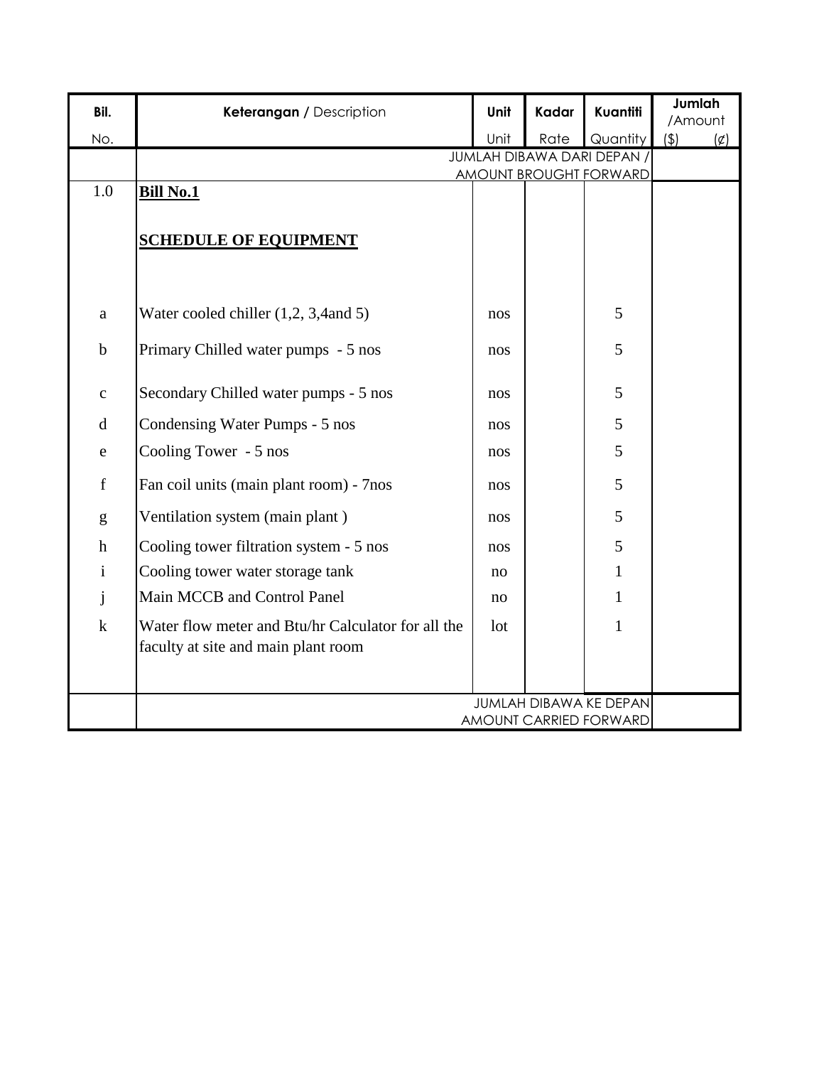| Bil. | Keterangan / Description | Unit | Kadar | Kuantiti | Jumlah /Amount | |
|---|---|---|---|---|---|---|
| No. | | Unit | Rate | Quantity | ($) | (¢) |
| | JUMLAH DIBAWA DARI DEPAN / AMOUNT BROUGHT FORWARD | | | | | |
| 1.0 | **Bill No.1** | | | | | |
| | **SCHEDULE OF EQUIPMENT** | | | | | |
| a | Water cooled chiller (1,2, 3,4and 5) | nos | | 5 | | |
| b | Primary Chilled water pumps - 5 nos | nos | | 5 | | |
| c | Secondary Chilled water pumps - 5 nos | nos | | 5 | | |
| d | Condensing Water Pumps - 5 nos | nos | | 5 | | |
| e | Cooling Tower - 5 nos | nos | | 5 | | |
| f | Fan coil units (main plant room) - 7nos | nos | | 5 | | |
| g | Ventilation system (main plant ) | nos | | 5 | | |
| h | Cooling tower filtration system - 5 nos | nos | | 5 | | |
| i | Cooling tower water storage tank | no | | 1 | | |
| j | Main MCCB and Control Panel | no | | 1 | | |
| k | Water flow meter and Btu/hr Calculator for all the faculty at site and main plant room | lot | | 1 | | |
| | JUMLAH DIBAWA KE DEPAN AMOUNT CARRIED FORWARD | | | | | |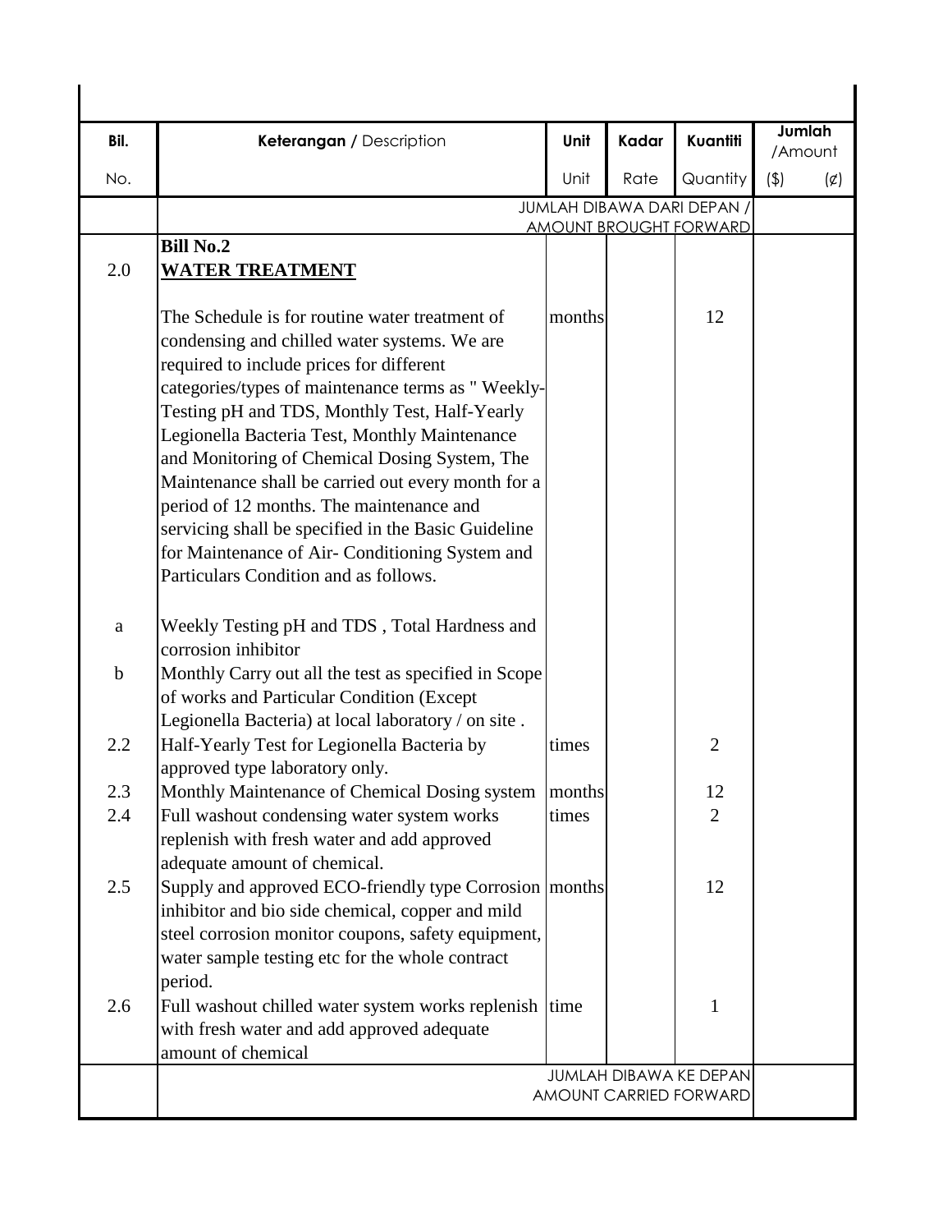| Bil. | Keterangan / Description | Unit | Kadar | Kuantiti | Jumlah /Amount | |
|---|---|---|---|---|---|---|
| No. | | Unit | Rate | Quantity | ($) | (¢) |
| | JUMLAH DIBAWA DARI DEPAN / AMOUNT BROUGHT FORWARD | | | | | |
| 2.0 | **Bill No.2** **WATER TREATMENT** | | | | | |
| | The Schedule is for routine water treatment of condensing and chilled water systems. We are required to include prices for different categories/types of maintenance terms as " Weekly-Testing pH and TDS, Monthly Test, Half-Yearly Legionella Bacteria Test, Monthly Maintenance and Monitoring of Chemical Dosing System, The Maintenance shall be carried out every month for a period of 12 months. The maintenance and servicing shall be specified in the Basic Guideline for Maintenance of Air- Conditioning System and Particulars Condition and as follows. | months | | 12 | | |
| a | Weekly Testing pH and TDS , Total Hardness and corrosion inhibitor | | | | | |
| b | Monthly Carry out all the test as specified in Scope of works and Particular Condition (Except Legionella Bacteria) at local laboratory / on site . | | | | | |
| 2.2 | Half-Yearly Test for Legionella Bacteria by approved type laboratory only. | times | | 2 | | |
| 2.3 | Monthly Maintenance of Chemical Dosing system | months | | 12 | | |
| 2.4 | Full washout condensing water system works replenish with fresh water and add approved adequate amount of chemical. | times | | 2 | | |
| 2.5 | Supply and approved ECO-friendly type Corrosion inhibitor and bio side chemical, copper and mild steel corrosion monitor coupons, safety equipment, water sample testing etc for the whole contract period. | months | | 12 | | |
| 2.6 | Full washout chilled water system works replenish with fresh water and add approved adequate amount of chemical | time | | 1 | | |
| | JUMLAH DIBAWA KE DEPAN AMOUNT CARRIED FORWARD | | | | | |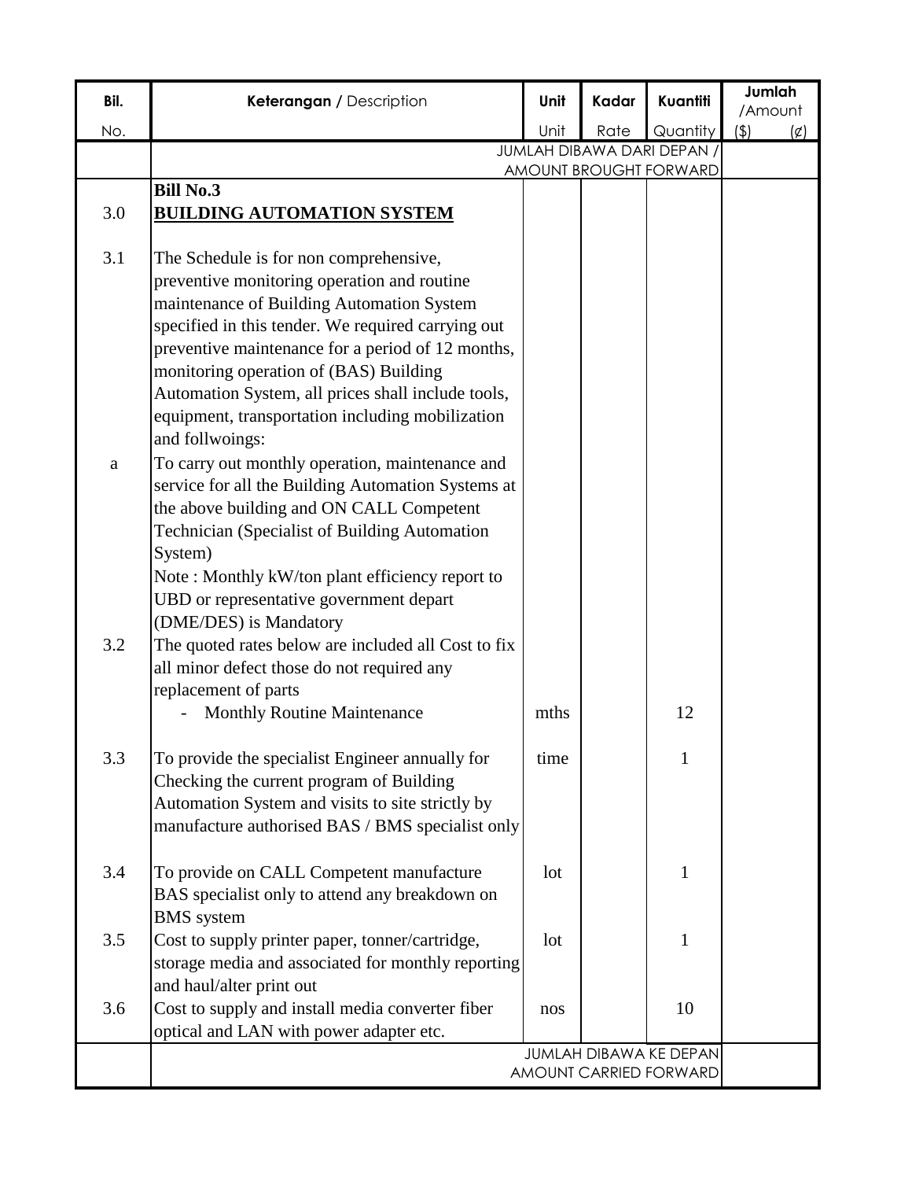| Bil. No. | Keterangan / Description | Unit Unit | Kadar Rate | Kuantiti Quantity | Jumlah /Amount ($) | (¢) |
|---|---|---|---|---|---|---|
| | JUMLAH DIBAWA DARI DEPAN / AMOUNT BROUGHT FORWARD | | | | | |
| 3.0 | **Bill No.3** **BUILDING AUTOMATION SYSTEM** | | | | | |
| 3.1 | The Schedule is for non comprehensive, preventive monitoring operation and routine maintenance of Building Automation System specified in this tender. We required carrying out preventive maintenance for a period of 12 months, monitoring operation of (BAS) Building Automation System, all prices shall include tools, equipment, transportation including mobilization and follwoings: | | | | | |
| a | To carry out monthly operation, maintenance and service for all the Building Automation Systems at the above building and ON CALL Competent Technician (Specialist of Building Automation System) Note : Monthly kW/ton plant efficiency report to UBD or representative government depart (DME/DES) is Mandatory | | | | | |
| 3.2 | The quoted rates below are included all Cost to fix all minor defect those do not required any replacement of parts | | | | | |
| | - Monthly Routine Maintenance | mths | | 12 | | |
| 3.3 | To provide the specialist Engineer annually for Checking the current program of Building Automation System and visits to site strictly by manufacture authorised BAS / BMS specialist only | time | | 1 | | |
| 3.4 | To provide on CALL Competent manufacture BAS specialist only to attend any breakdown on BMS system | lot | | 1 | | |
| 3.5 | Cost to supply printer paper, tonner/cartridge, storage media and associated for monthly reporting and haul/alter print out | lot | | 1 | | |
| 3.6 | Cost to supply and install media converter fiber optical and LAN with power adapter etc. | nos | | 10 | | |
| | JUMLAH DIBAWA KE DEPAN AMOUNT CARRIED FORWARD | | | | | |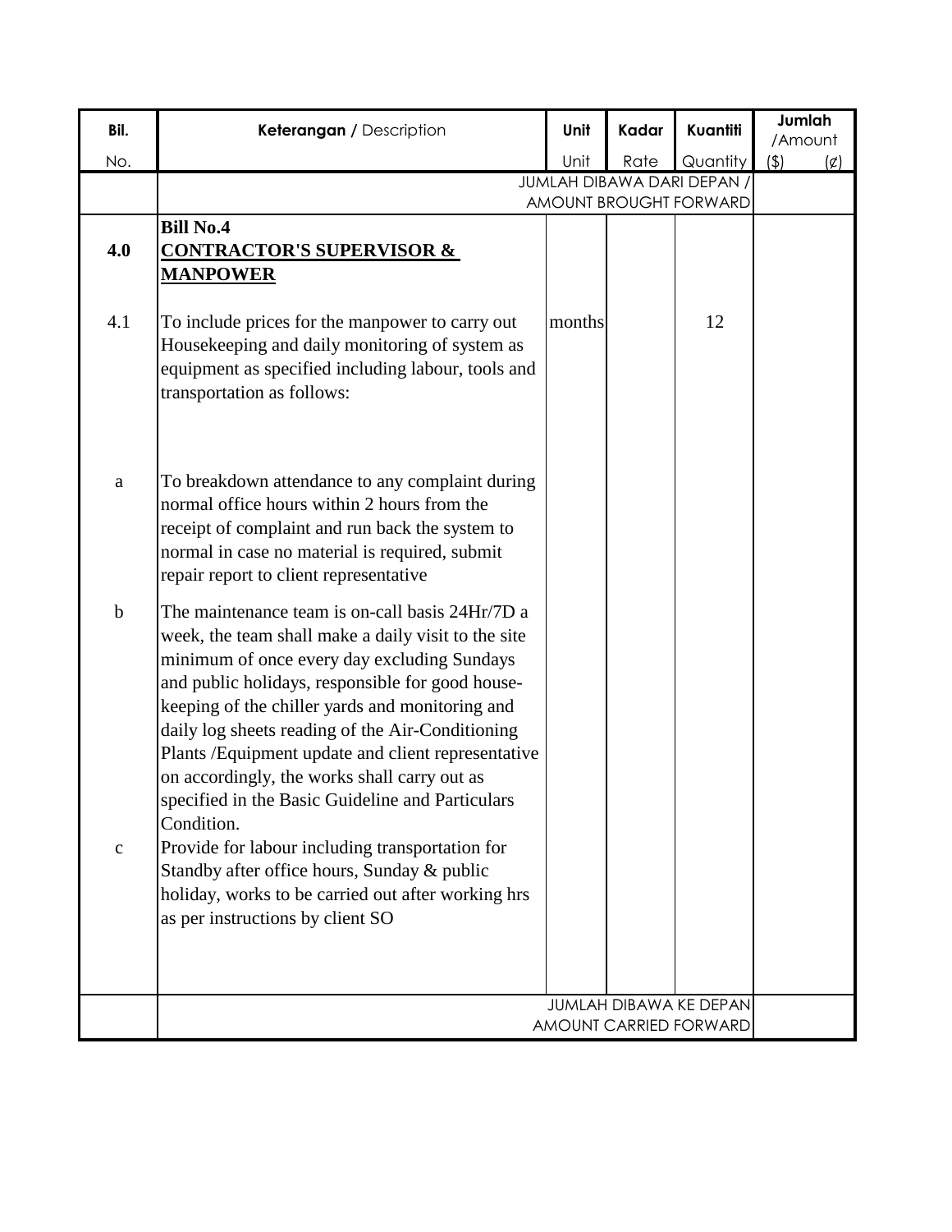| Bil. | **Keterangan /** Description | Unit | Kadar | Kuantiti | Jumlah /Amount | |
|---|---|---|---|---|---|---|
| No. | | Unit | Rate | Quantity | ($) | (¢) |
| | JUMLAH DIBAWA DARI DEPAN / AMOUNT BROUGHT FORWARD | | | | | |
| **4.0** | **Bill No.4** <br> **<u>CONTRACTOR'S SUPERVISOR & MANPOWER</u>** | | | | | |
| 4.1 | To include prices for the manpower to carry out Housekeeping and daily monitoring of system as equipment as specified including labour, tools and transportation as follows: | months | | 12 | | |
| a | To breakdown attendance to any complaint during normal office hours within 2 hours from the receipt of complaint and run back the system to normal in case no material is required, submit repair report to client representative | | | | | |
| b | The maintenance team is on-call basis 24Hr/7D a week, the team shall make a daily visit to the site minimum of once every day excluding Sundays and public holidays, responsible for good house-keeping of the chiller yards and monitoring and daily log sheets reading of the Air-Conditioning Plants /Equipment update and client representative on accordingly, the works shall carry out as specified in the Basic Guideline and Particulars Condition. | | | | | |
| c | Provide for labour including transportation for Standby after office hours, Sunday & public holiday, works to be carried out after working hrs as per instructions by client SO | | | | | |
| | JUMLAH DIBAWA KE DEPAN AMOUNT CARRIED FORWARD | | | | | |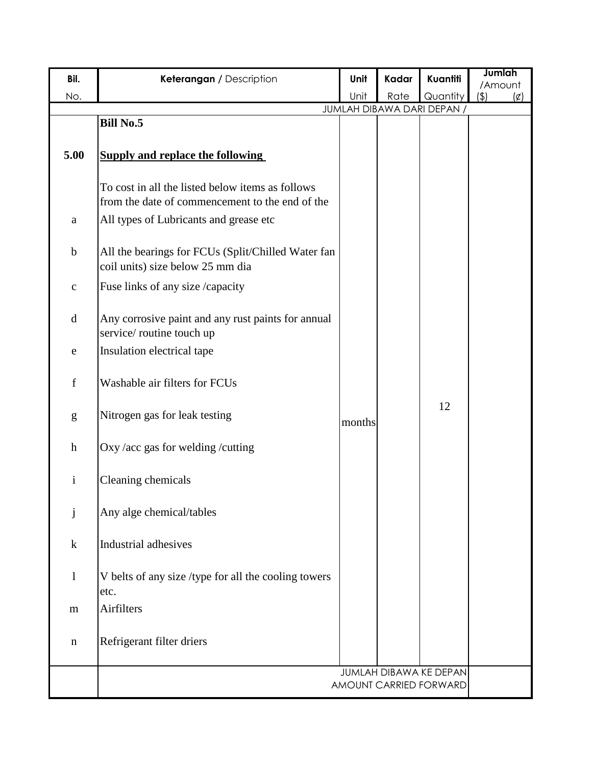| Bil. No. | Keterangan / Description | Unit Unit | Kadar Rate | Kuantiti Quantity | Jumlah /Amount ($) (¢) |
|---|---|---|---|---|---|
| | JUMLAH DIBAWA DARI DEPAN / | | | | |
| | **Bill No.5** | | | | |
| **5.00** | **Supply and replace the following** | | | | |
| | To cost in all the listed below items as follows from the date of commencement to the end of the | | | | |
| a | All types of Lubricants and grease etc | | | | |
| b | All the bearings for FCUs (Split/Chilled Water fan coil units) size below 25 mm dia | | | | |
| c | Fuse links of any size /capacity | | | | |
| d | Any corrosive paint and any rust paints for annual service/ routine touch up | | | | |
| e | Insulation electrical tape | | | | |
| f | Washable air filters for FCUs | | | | |
| g | Nitrogen gas for leak testing | months | | 12 | |
| h | Oxy /acc gas for welding /cutting | | | | |
| i | Cleaning chemicals | | | | |
| j | Any alge chemical/tables | | | | |
| k | Industrial adhesives | | | | |
| l | V belts of any size /type for all the cooling towers etc. | | | | |
| m | Airfilters | | | | |
| n | Refrigerant filter driers | | | | |
| | JUMLAH DIBAWA KE DEPAN AMOUNT CARRIED FORWARD | | | | |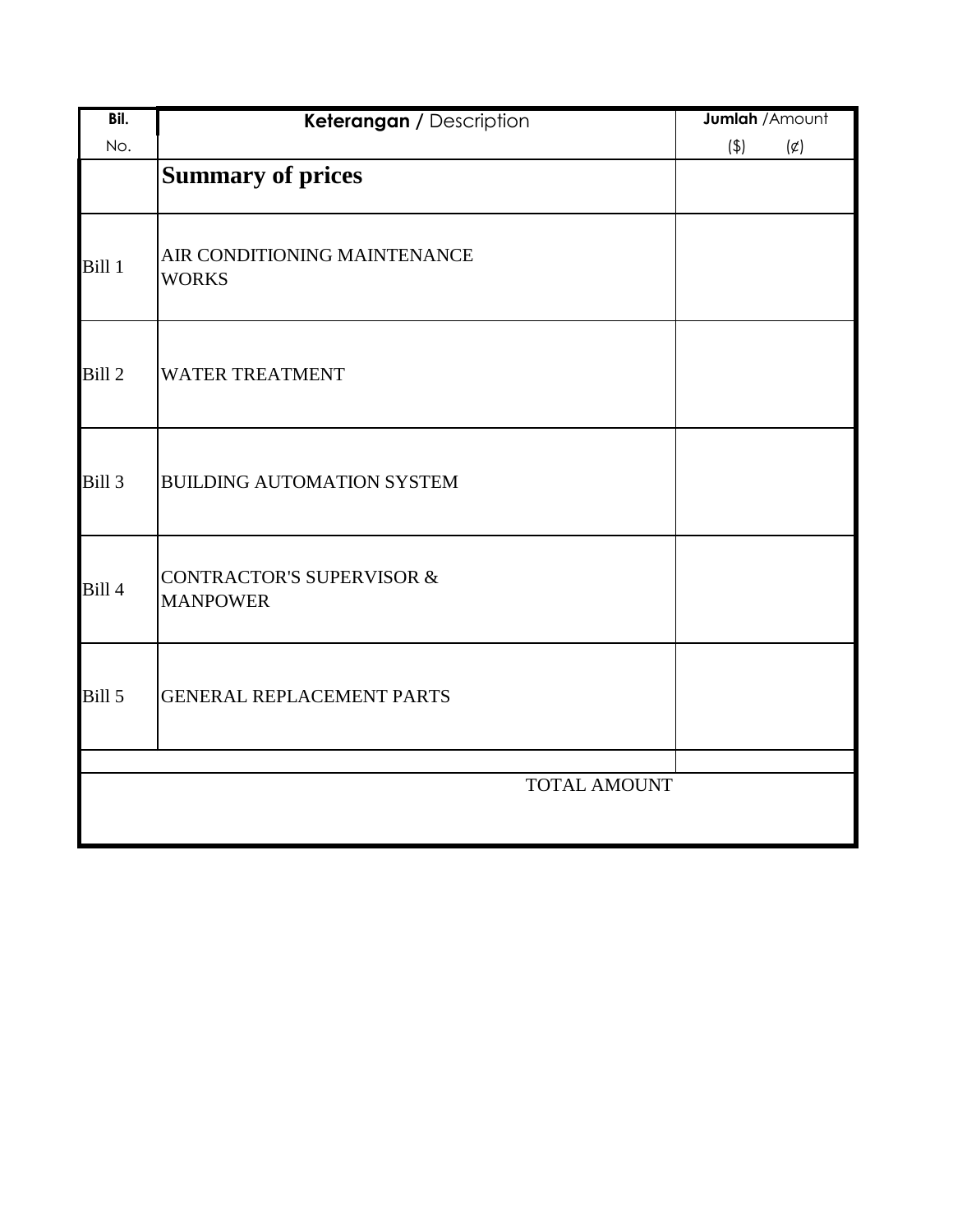| Bil. No. | **Keterangan /** Description | **Jumlah** /Amount ($) (¢) |
|---|---|---|
| | **Summary of prices** | |
| Bill 1 | AIR CONDITIONING MAINTENANCE WORKS | |
| Bill 2 | WATER TREATMENT | |
| Bill 3 | BUILDING AUTOMATION SYSTEM | |
| Bill 4 | CONTRACTOR'S SUPERVISOR & MANPOWER | |
| Bill 5 | GENERAL REPLACEMENT PARTS | |
| | | |
| | TOTAL AMOUNT | |